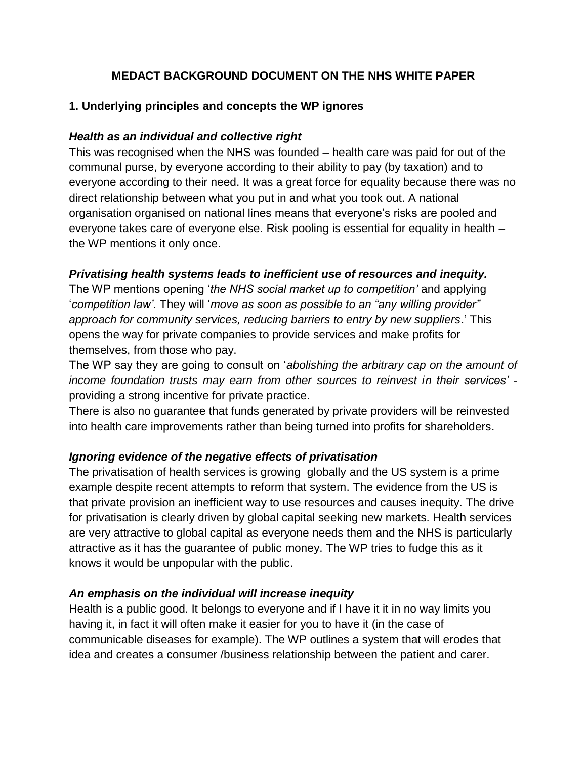# MEDACT BACKGROUND DOCUMENT ON THE NHS WHITE PAPER

## 1. Underlying principles and concepts the WP ignores

### *Health as an individual and collective right*

This was recognised when the NHS was founded – health care was paid for out of the communal purse, by everyone according to their ability to pay (by taxation) and to everyone according to their need. It was a great force for equality because there was no direct relationship between what you put in and what you took out. A national organisation organised on national lines means that everyone's risks are pooled and everyone takes care of everyone else. Risk pooling is essential for equality in health – the WP mentions it only once.

### *Privatising health systems leads to inefficient use of resources and inequity.*

The WP mentions opening '*the NHS social market up to competition'* and applying '*competition law'*. They will '*move as soon as possible to an "any willing provider" approach for community services, reducing barriers to entry by new suppliers*.' This opens the way for private companies to provide services and make profits for themselves, from those who pay.

The WP say they are going to consult on '*abolishing the arbitrary cap on the amount of income foundation trusts may earn from other sources to reinvest in their services'* - providing a strong incentive for private practice.

There is also no guarantee that funds generated by private providers will be reinvested into health care improvements rather than being turned into profits for shareholders.

### *Ignoring evidence of the negative effects of privatisation*

The privatisation of health services is growing globally and the US system is a prime example despite recent attempts to reform that system. The evidence from the US is that private provision an inefficient way to use resources and causes inequity. The drive for privatisation is clearly driven by global capital seeking new markets. Health services are very attractive to global capital as everyone needs them and the NHS is particularly attractive as it has the guarantee of public money. The WP tries to fudge this as it knows it would be unpopular with the public.

### *An emphasis on the individual will increase inequity*

Health is a public good. It belongs to everyone and if I have it it in no way limits you having it, in fact it will often make it easier for you to have it (in the case of communicable diseases for example). The WP outlines a system that will erodes that idea and creates a consumer /business relationship between the patient and carer.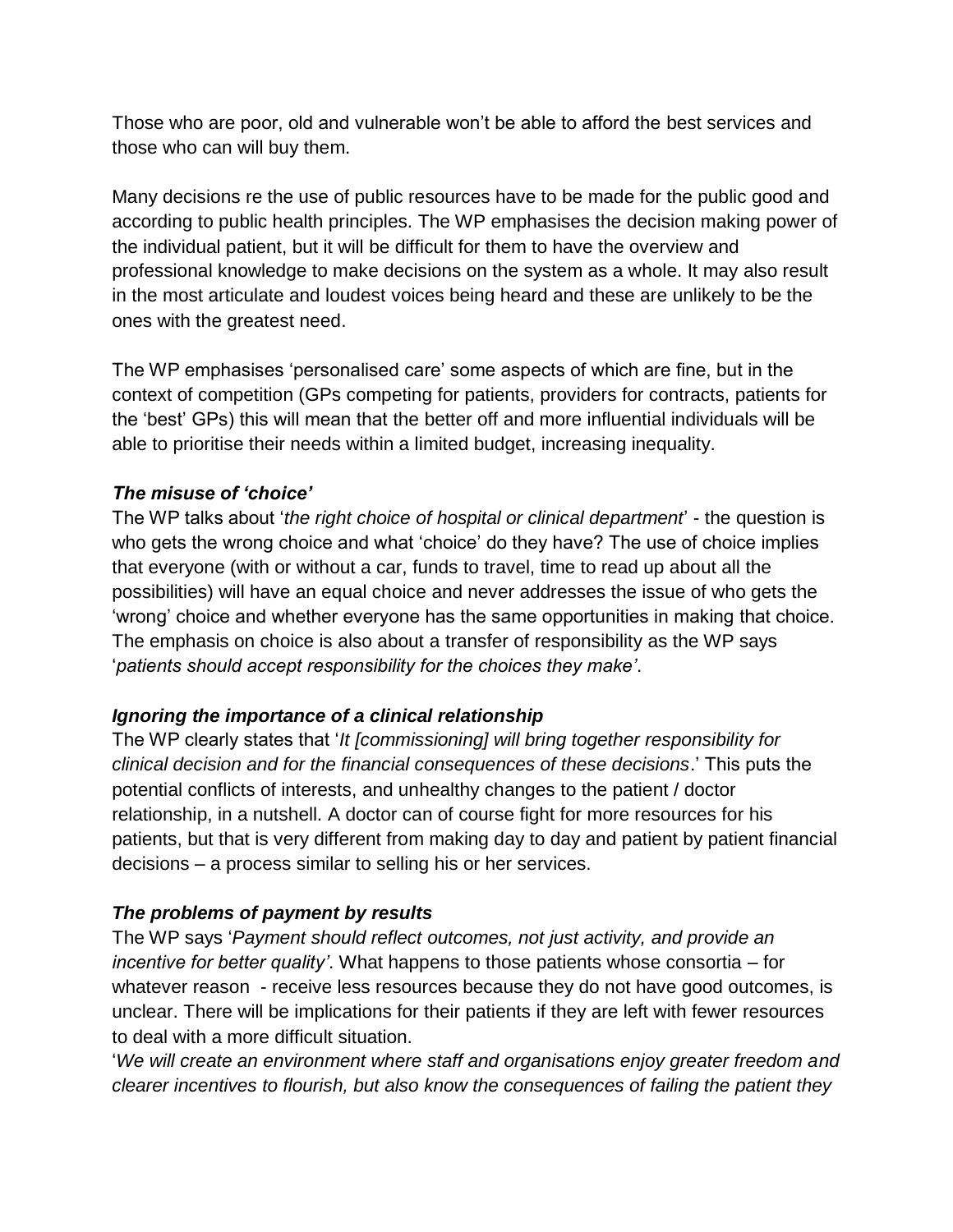Those who are poor, old and vulnerable won't be able to afford the best services and those who can will buy them.

Many decisions re the use of public resources have to be made for the public good and according to public health principles. The WP emphasises the decision making power of the individual patient, but it will be difficult for them to have the overview and professional knowledge to make decisions on the system as a whole. It may also result in the most articulate and loudest voices being heard and these are unlikely to be the ones with the greatest need.

The WP emphasises 'personalised care' some aspects of which are fine, but in the context of competition (GPs competing for patients, providers for contracts, patients for the 'best' GPs) this will mean that the better off and more influential individuals will be able to prioritise their needs within a limited budget, increasing inequality.

### *The misuse of 'choice'*

The WP talks about '*the right choice of hospital or clinical department*' - the question is who gets the wrong choice and what 'choice' do they have? The use of choice implies that everyone (with or without a car, funds to travel, time to read up about all the possibilities) will have an equal choice and never addresses the issue of who gets the 'wrong' choice and whether everyone has the same opportunities in making that choice. The emphasis on choice is also about a transfer of responsibility as the WP says '*patients should accept responsibility for the choices they make'*.

### *Ignoring the importance of a clinical relationship*

The WP clearly states that '*It [commissioning] will bring together responsibility for clinical decision and for the financial consequences of these decisions*.' This puts the potential conflicts of interests, and unhealthy changes to the patient / doctor relationship, in a nutshell. A doctor can of course fight for more resources for his patients, but that is very different from making day to day and patient by patient financial decisions – a process similar to selling his or her services.

### *The problems of payment by results*

The WP says '*Payment should reflect outcomes, not just activity, and provide an incentive for better quality'*. What happens to those patients whose consortia – for whatever reason - receive less resources because they do not have good outcomes, is unclear. There will be implications for their patients if they are left with fewer resources to deal with a more difficult situation.

'*We will create an environment where staff and organisations enjoy greater freedom and clearer incentives to flourish, but also know the consequences of failing the patient they*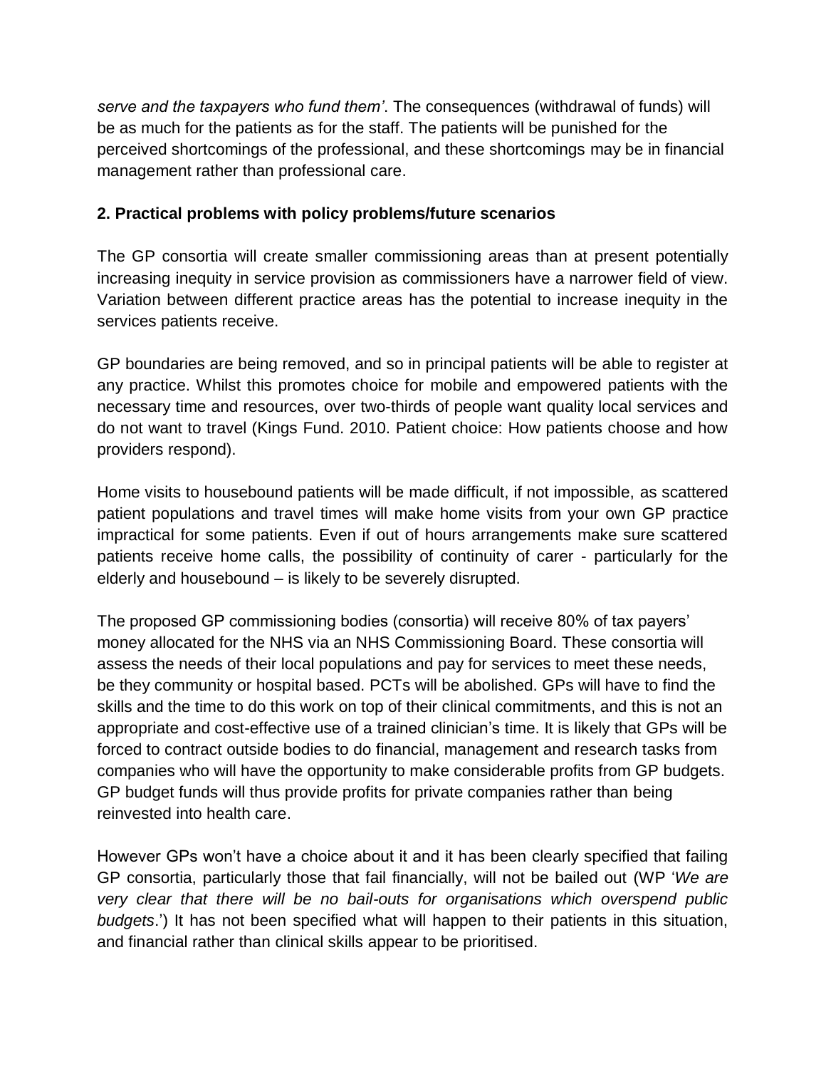*serve and the taxpayers who fund them'*. The consequences (withdrawal of funds) will be as much for the patients as for the staff. The patients will be punished for the perceived shortcomings of the professional, and these shortcomings may be in financial management rather than professional care.

## 2. Practical problems with policy problems/future scenarios

The GP consortia will create smaller commissioning areas than at present potentially increasing inequity in service provision as commissioners have a narrower field of view. Variation between different practice areas has the potential to increase inequity in the services patients receive.

GP boundaries are being removed, and so in principal patients will be able to register at any practice. Whilst this promotes choice for mobile and empowered patients with the necessary time and resources, over two-thirds of people want quality local services and do not want to travel (Kings Fund. 2010. Patient choice: How patients choose and how providers respond).

Home visits to housebound patients will be made difficult, if not impossible, as scattered patient populations and travel times will make home visits from your own GP practice impractical for some patients. Even if out of hours arrangements make sure scattered patients receive home calls, the possibility of continuity of carer - particularly for the elderly and housebound – is likely to be severely disrupted.

The proposed GP commissioning bodies (consortia) will receive 80% of tax payers' money allocated for the NHS via an NHS Commissioning Board. These consortia will assess the needs of their local populations and pay for services to meet these needs, be they community or hospital based. PCTs will be abolished. GPs will have to find the skills and the time to do this work on top of their clinical commitments, and this is not an appropriate and cost-effective use of a trained clinician's time. It is likely that GPs will be forced to contract outside bodies to do financial, management and research tasks from companies who will have the opportunity to make considerable profits from GP budgets. GP budget funds will thus provide profits for private companies rather than being reinvested into health care.

However GPs won't have a choice about it and it has been clearly specified that failing GP consortia, particularly those that fail financially, will not be bailed out (WP '*We are very clear that there will be no bail-outs for organisations which overspend public budgets*.') It has not been specified what will happen to their patients in this situation, and financial rather than clinical skills appear to be prioritised.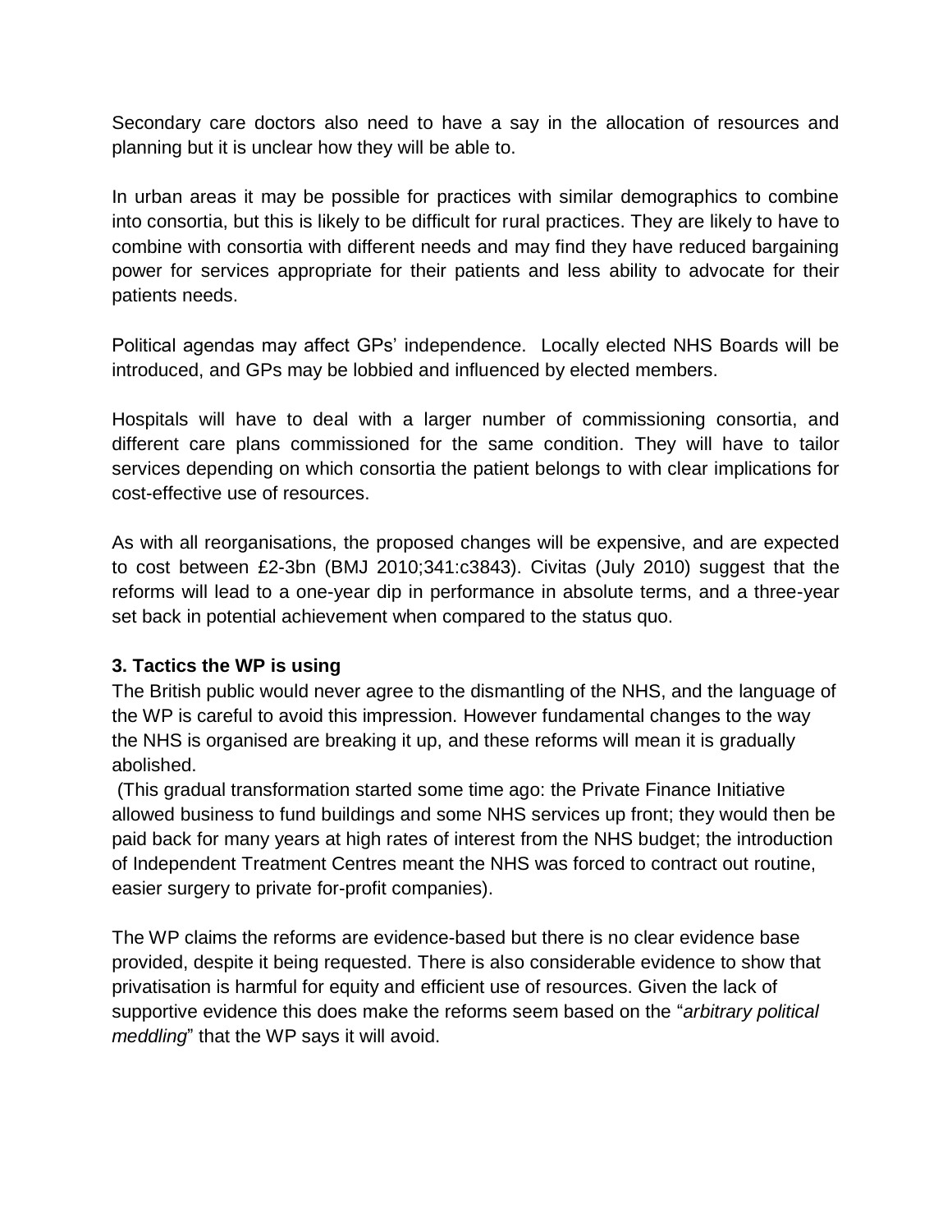Secondary care doctors also need to have a say in the allocation of resources and planning but it is unclear how they will be able to.

In urban areas it may be possible for practices with similar demographics to combine into consortia, but this is likely to be difficult for rural practices. They are likely to have to combine with consortia with different needs and may find they have reduced bargaining power for services appropriate for their patients and less ability to advocate for their patients needs.

Political agendas may affect GPs' independence. Locally elected NHS Boards will be introduced, and GPs may be lobbied and influenced by elected members.

Hospitals will have to deal with a larger number of commissioning consortia, and different care plans commissioned for the same condition. They will have to tailor services depending on which consortia the patient belongs to with clear implications for cost-effective use of resources.

As with all reorganisations, the proposed changes will be expensive, and are expected to cost between £2-3bn (BMJ 2010;341:c3843). Civitas (July 2010) suggest that the reforms will lead to a one-year dip in performance in absolute terms, and a three-year set back in potential achievement when compared to the status quo.

### 3. Tactics the WP is using

The British public would never agree to the dismantling of the NHS, and the language of the WP is careful to avoid this impression. However fundamental changes to the way the NHS is organised are breaking it up, and these reforms will mean it is gradually abolished.

(This gradual transformation started some time ago: the Private Finance Initiative allowed business to fund buildings and some NHS services up front; they would then be paid back for many years at high rates of interest from the NHS budget; the introduction of Independent Treatment Centres meant the NHS was forced to contract out routine, easier surgery to private for-profit companies).

The WP claims the reforms are evidence-based but there is no clear evidence base provided, despite it being requested. There is also considerable evidence to show that privatisation is harmful for equity and efficient use of resources. Given the lack of supportive evidence this does make the reforms seem based on the "*arbitrary political meddling*" that the WP says it will avoid.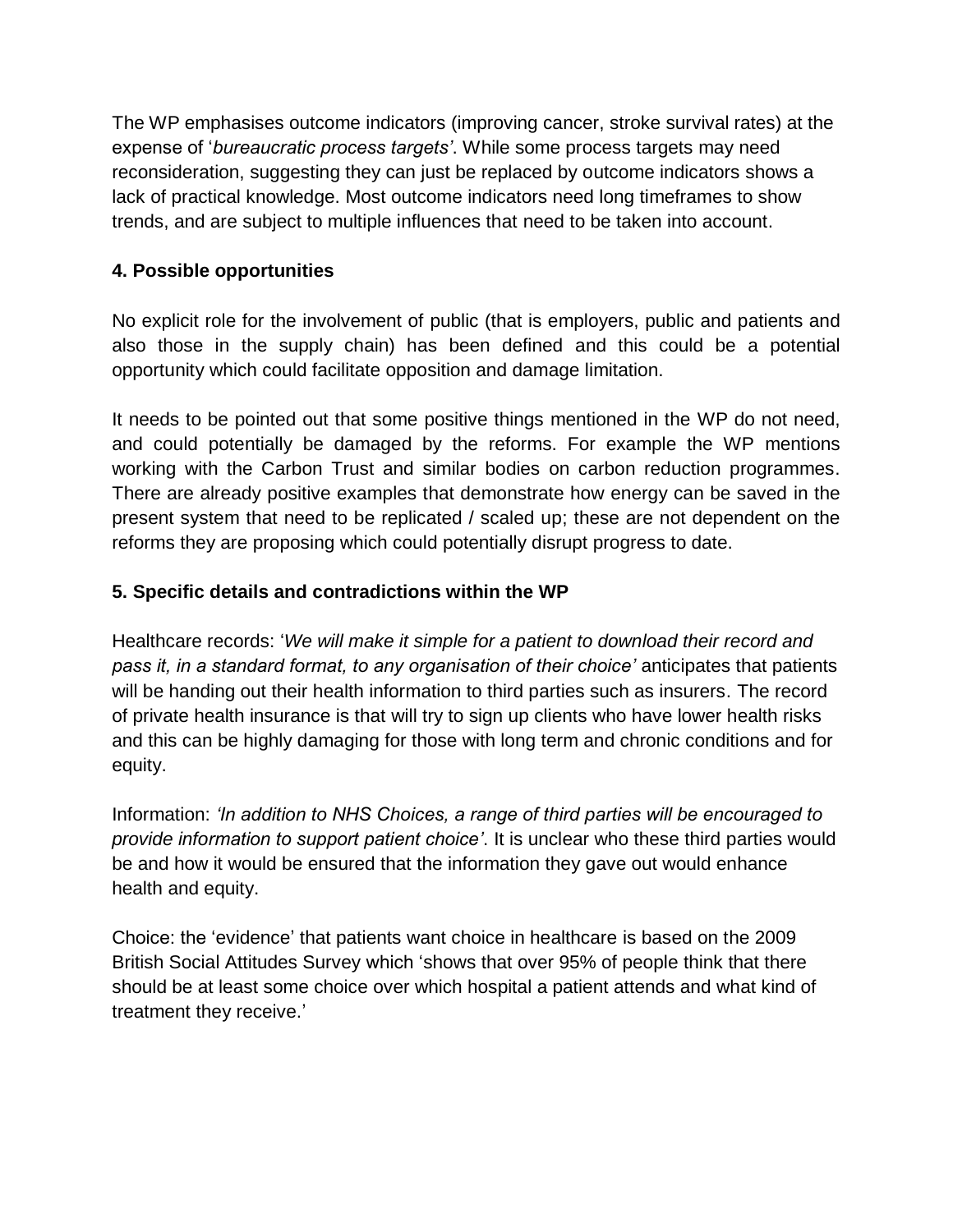The WP emphasises outcome indicators (improving cancer, stroke survival rates) at the expense of '*bureaucratic process targets'*. While some process targets may need reconsideration, suggesting they can just be replaced by outcome indicators shows a lack of practical knowledge. Most outcome indicators need long timeframes to show trends, and are subject to multiple influences that need to be taken into account.

## 4. Possible opportunities

No explicit role for the involvement of public (that is employers, public and patients and also those in the supply chain) has been defined and this could be a potential opportunity which could facilitate opposition and damage limitation.

It needs to be pointed out that some positive things mentioned in the WP do not need, and could potentially be damaged by the reforms. For example the WP mentions working with the Carbon Trust and similar bodies on carbon reduction programmes. There are already positive examples that demonstrate how energy can be saved in the present system that need to be replicated / scaled up; these are not dependent on the reforms they are proposing which could potentially disrupt progress to date.

## 5. Specific details and contradictions within the WP

Healthcare records: '*We will make it simple for a patient to download their record and pass it, in a standard format, to any organisation of their choice'* anticipates that patients will be handing out their health information to third parties such as insurers. The record of private health insurance is that will try to sign up clients who have lower health risks and this can be highly damaging for those with long term and chronic conditions and for equity.

Information: *'In addition to NHS Choices, a range of third parties will be encouraged to provide information to support patient choice'*. It is unclear who these third parties would be and how it would be ensured that the information they gave out would enhance health and equity.

Choice: the 'evidence' that patients want choice in healthcare is based on the 2009 British Social Attitudes Survey which 'shows that over 95% of people think that there should be at least some choice over which hospital a patient attends and what kind of treatment they receive.'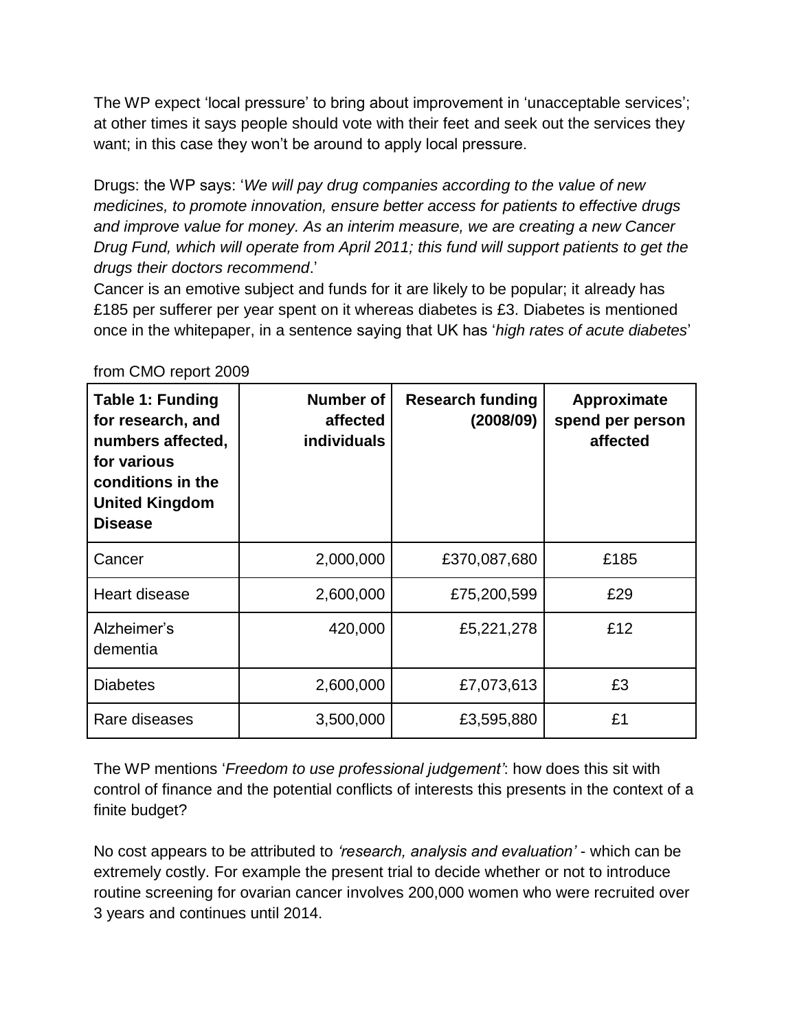The WP expect 'local pressure' to bring about improvement in 'unacceptable services'; at other times it says people should vote with their feet and seek out the services they want; in this case they won't be around to apply local pressure.

Drugs: the WP says: '*We will pay drug companies according to the value of new medicines, to promote innovation, ensure better access for patients to effective drugs and improve value for money. As an interim measure, we are creating a new Cancer Drug Fund, which will operate from April 2011; this fund will support patients to get the drugs their doctors recommend*.'
Cancer is an emotive subject and funds for it are likely to be popular; it already has £185 per sufferer per year spent on it whereas diabetes is £3. Diabetes is mentioned once in the whitepaper, in a sentence saying that UK has '*high rates of acute diabetes*'

from CMO report 2009

| **Table 1: Funding for research, and numbers affected, for various conditions in the United Kingdom Disease** | **Number of affected individuals** | **Research funding (2008/09)** | **Approximate spend per person affected** |
|---|---:|---:|:---:|
| Cancer | 2,000,000 | £370,087,680 | £185 |
| Heart disease | 2,600,000 | £75,200,599 | £29 |
| Alzheimer's dementia | 420,000 | £5,221,278 | £12 |
| Diabetes | 2,600,000 | £7,073,613 | £3 |
| Rare diseases | 3,500,000 | £3,595,880 | £1 |

The WP mentions '*Freedom to use professional judgement'*: how does this sit with control of finance and the potential conflicts of interests this presents in the context of a finite budget?

No cost appears to be attributed to *'research, analysis and evaluation'* - which can be extremely costly. For example the present trial to decide whether or not to introduce routine screening for ovarian cancer involves 200,000 women who were recruited over 3 years and continues until 2014.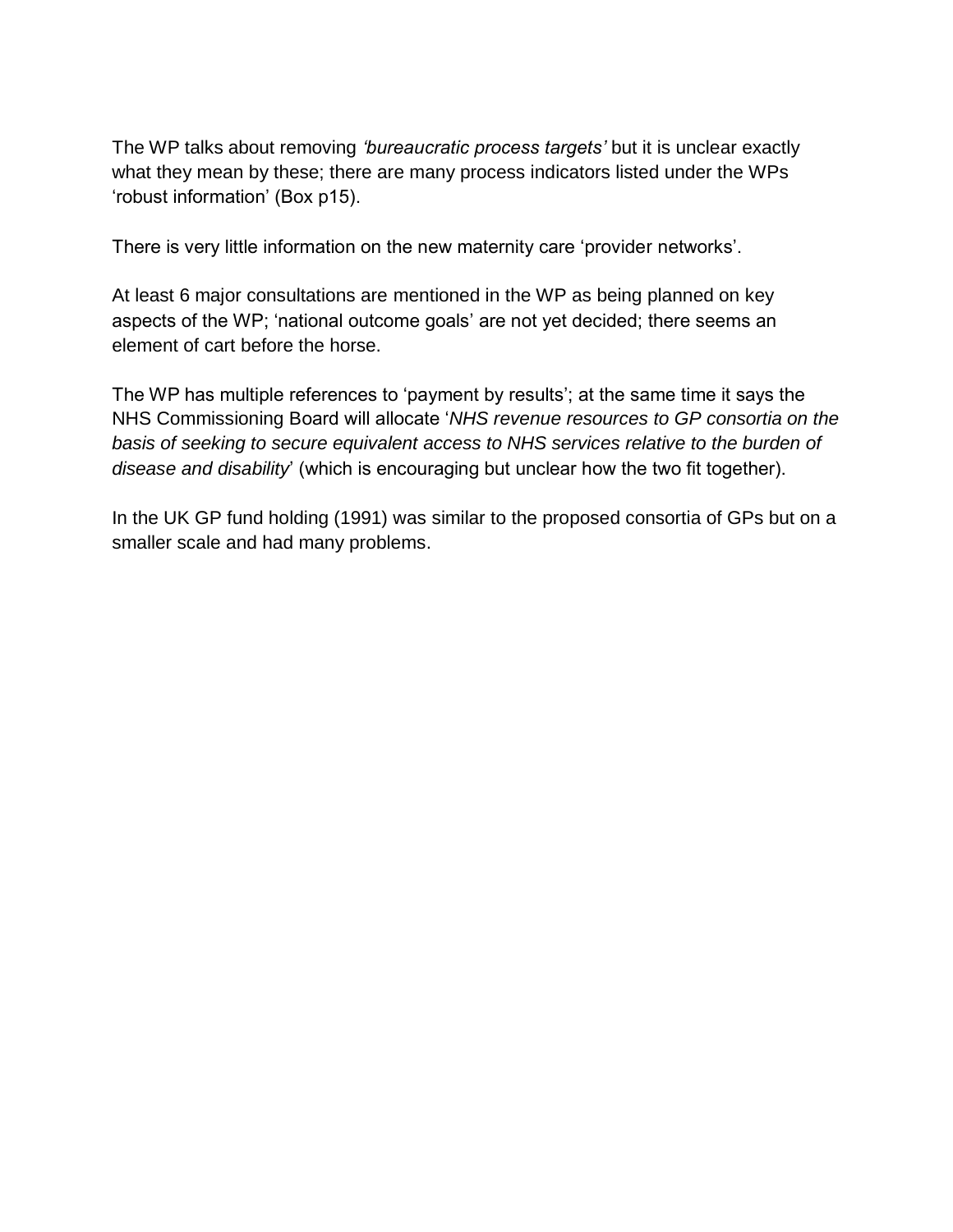The WP talks about removing *'bureaucratic process targets'* but it is unclear exactly what they mean by these; there are many process indicators listed under the WPs 'robust information' (Box p15).

There is very little information on the new maternity care 'provider networks'.

At least 6 major consultations are mentioned in the WP as being planned on key aspects of the WP; 'national outcome goals' are not yet decided; there seems an element of cart before the horse.

The WP has multiple references to 'payment by results'; at the same time it says the NHS Commissioning Board will allocate '*NHS revenue resources to GP consortia on the basis of seeking to secure equivalent access to NHS services relative to the burden of disease and disability*' (which is encouraging but unclear how the two fit together).

In the UK GP fund holding (1991) was similar to the proposed consortia of GPs but on a smaller scale and had many problems.